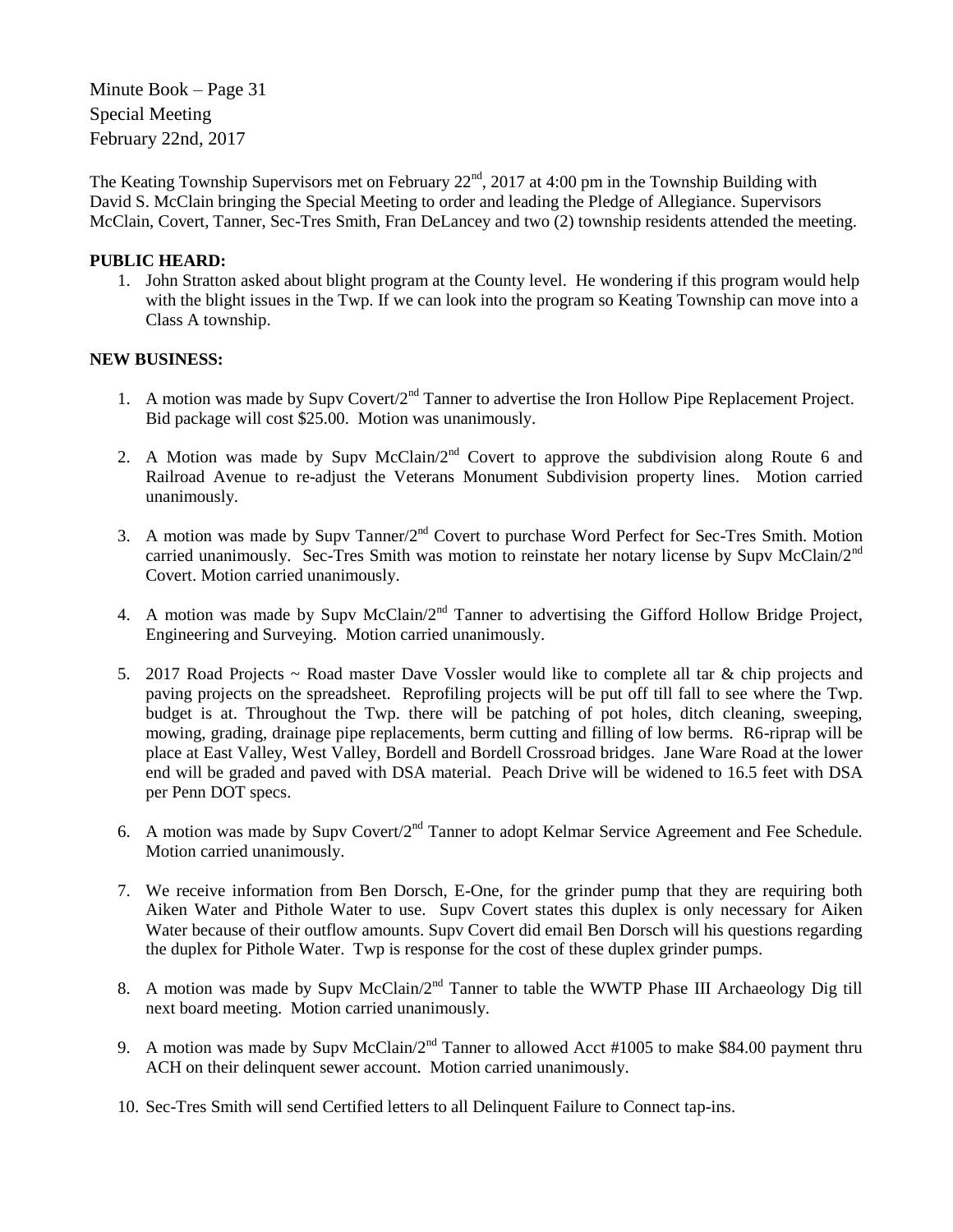Minute Book – Page 31
Special Meeting
February 22nd, 2017

The Keating Township Supervisors met on February 22nd, 2017 at 4:00 pm in the Township Building with David S. McClain bringing the Special Meeting to order and leading the Pledge of Allegiance. Supervisors McClain, Covert, Tanner, Sec-Tres Smith, Fran DeLancey and two (2) township residents attended the meeting.

**PUBLIC HEARD:**

1. John Stratton asked about blight program at the County level. He wondering if this program would help with the blight issues in the Twp. If we can look into the program so Keating Township can move into a Class A township.

**NEW BUSINESS:**

1. A motion was made by Supv Covert/2nd Tanner to advertise the Iron Hollow Pipe Replacement Project. Bid package will cost $25.00. Motion was unanimously.

2. A Motion was made by Supv McClain/2nd Covert to approve the subdivision along Route 6 and Railroad Avenue to re-adjust the Veterans Monument Subdivision property lines. Motion carried unanimously.

3. A motion was made by Supv Tanner/2nd Covert to purchase Word Perfect for Sec-Tres Smith. Motion carried unanimously. Sec-Tres Smith was motion to reinstate her notary license by Supv McClain/2nd Covert. Motion carried unanimously.

4. A motion was made by Supv McClain/2nd Tanner to advertising the Gifford Hollow Bridge Project, Engineering and Surveying. Motion carried unanimously.

5. 2017 Road Projects ~ Road master Dave Vossler would like to complete all tar & chip projects and paving projects on the spreadsheet. Reprofiling projects will be put off till fall to see where the Twp. budget is at. Throughout the Twp. there will be patching of pot holes, ditch cleaning, sweeping, mowing, grading, drainage pipe replacements, berm cutting and filling of low berms. R6-riprap will be place at East Valley, West Valley, Bordell and Bordell Crossroad bridges. Jane Ware Road at the lower end will be graded and paved with DSA material. Peach Drive will be widened to 16.5 feet with DSA per Penn DOT specs.

6. A motion was made by Supv Covert/2nd Tanner to adopt Kelmar Service Agreement and Fee Schedule. Motion carried unanimously.

7. We receive information from Ben Dorsch, E-One, for the grinder pump that they are requiring both Aiken Water and Pithole Water to use. Supv Covert states this duplex is only necessary for Aiken Water because of their outflow amounts. Supv Covert did email Ben Dorsch will his questions regarding the duplex for Pithole Water. Twp is response for the cost of these duplex grinder pumps.

8. A motion was made by Supv McClain/2nd Tanner to table the WWTP Phase III Archaeology Dig till next board meeting. Motion carried unanimously.

9. A motion was made by Supv McClain/2nd Tanner to allowed Acct #1005 to make $84.00 payment thru ACH on their delinquent sewer account. Motion carried unanimously.

10. Sec-Tres Smith will send Certified letters to all Delinquent Failure to Connect tap-ins.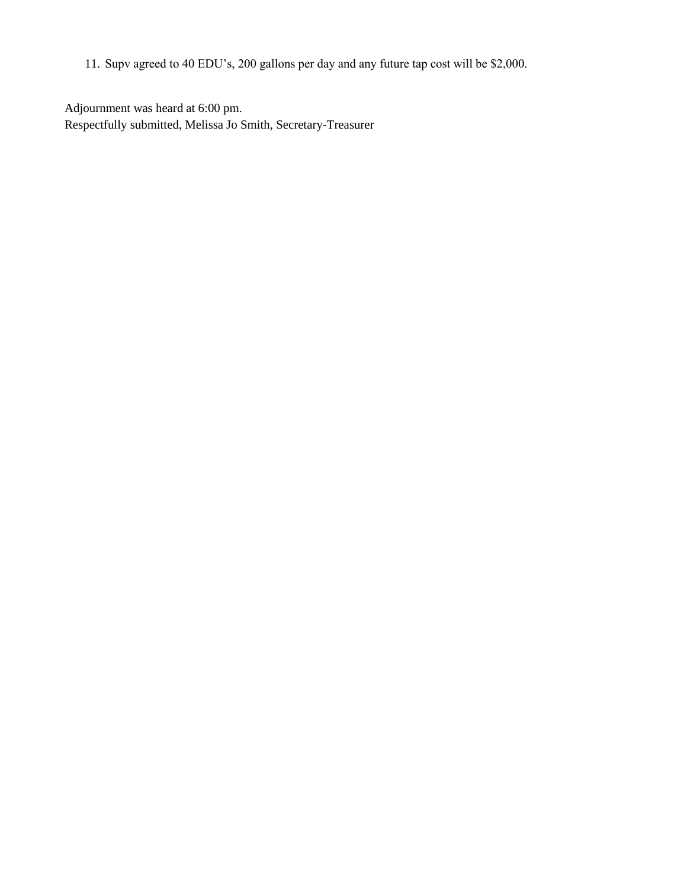11. Supv agreed to 40 EDU's, 200 gallons per day and any future tap cost will be $2,000.

Adjournment was heard at 6:00 pm.
Respectfully submitted, Melissa Jo Smith, Secretary-Treasurer